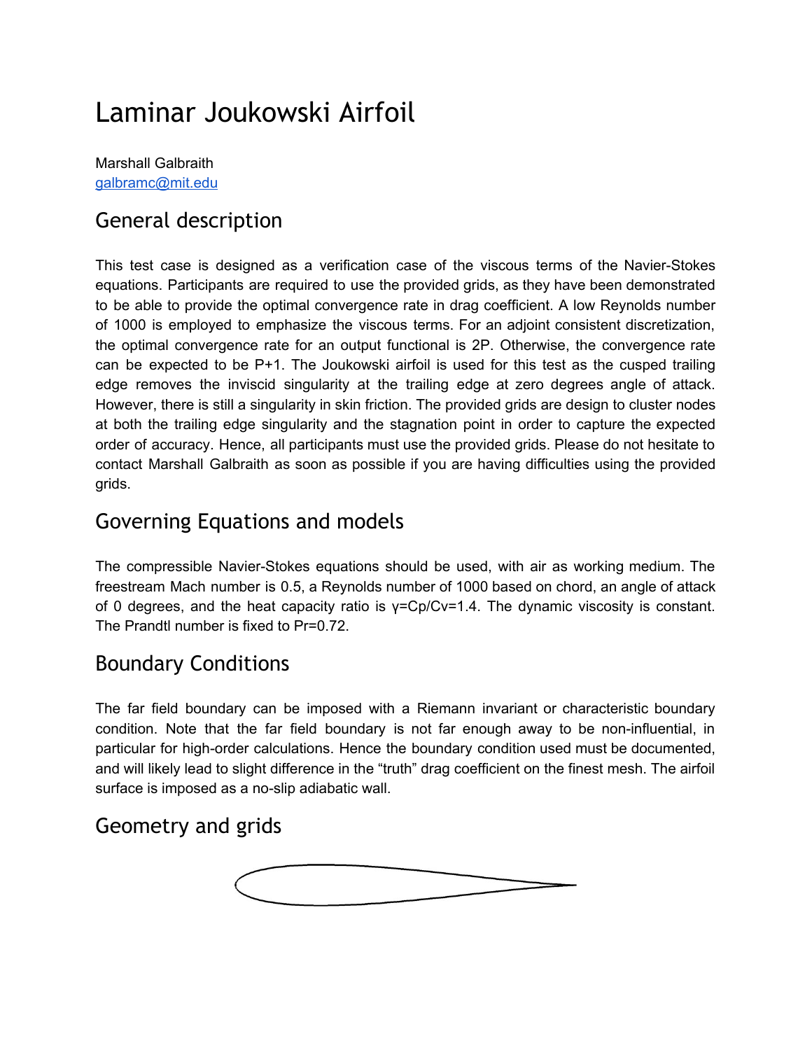# Laminar Joukowski Airfoil

Marshall Galbraith
galbramc@mit.edu

## General description

This test case is designed as a verification case of the viscous terms of the Navier-Stokes equations. Participants are required to use the provided grids, as they have been demonstrated to be able to provide the optimal convergence rate in drag coefficient. A low Reynolds number of 1000 is employed to emphasize the viscous terms. For an adjoint consistent discretization, the optimal convergence rate for an output functional is 2P. Otherwise, the convergence rate can be expected to be P+1. The Joukowski airfoil is used for this test as the cusped trailing edge removes the inviscid singularity at the trailing edge at zero degrees angle of attack. However, there is still a singularity in skin friction. The provided grids are design to cluster nodes at both the trailing edge singularity and the stagnation point in order to capture the expected order of accuracy. Hence, all participants must use the provided grids. Please do not hesitate to contact Marshall Galbraith as soon as possible if you are having difficulties using the provided grids.

## Governing Equations and models

The compressible Navier-Stokes equations should be used, with air as working medium. The freestream Mach number is 0.5, a Reynolds number of 1000 based on chord, an angle of attack of 0 degrees, and the heat capacity ratio is $\gamma=C_p/C_v=1.4$. The dynamic viscosity is constant. The Prandtl number is fixed to Pr=0.72.

## Boundary Conditions

The far field boundary can be imposed with a Riemann invariant or characteristic boundary condition. Note that the far field boundary is not far enough away to be non-influential, in particular for high-order calculations. Hence the boundary condition used must be documented, and will likely lead to slight difference in the "truth" drag coefficient on the finest mesh. The airfoil surface is imposed as a no-slip adiabatic wall.

## Geometry and grids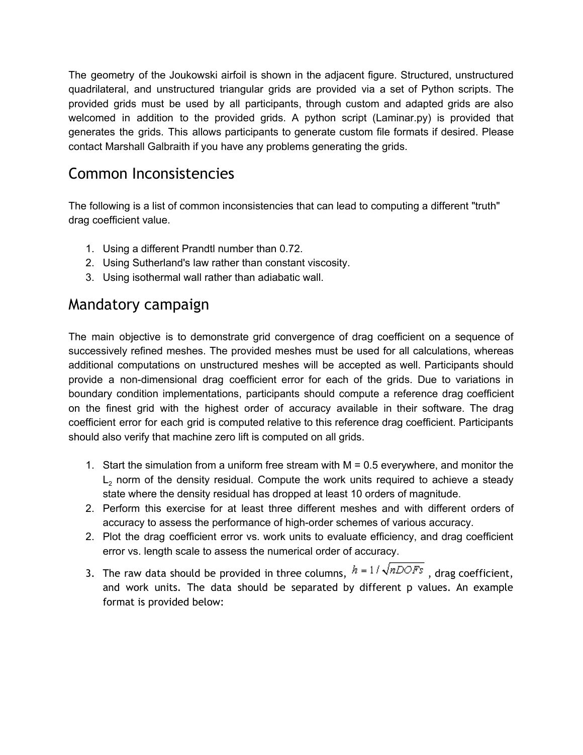The geometry of the Joukowski airfoil is shown in the adjacent figure. Structured, unstructured quadrilateral, and unstructured triangular grids are provided via a set of Python scripts. The provided grids must be used by all participants, through custom and adapted grids are also welcomed in addition to the provided grids. A python script (Laminar.py) is provided that generates the grids. This allows participants to generate custom file formats if desired. Please contact Marshall Galbraith if you have any problems generating the grids.

## Common Inconsistencies

The following is a list of common inconsistencies that can lead to computing a different "truth" drag coefficient value.

1. Using a different Prandtl number than 0.72.
2. Using Sutherland's law rather than constant viscosity.
3. Using isothermal wall rather than adiabatic wall.

## Mandatory campaign

The main objective is to demonstrate grid convergence of drag coefficient on a sequence of successively refined meshes. The provided meshes must be used for all calculations, whereas additional computations on unstructured meshes will be accepted as well. Participants should provide a non-dimensional drag coefficient error for each of the grids. Due to variations in boundary condition implementations, participants should compute a reference drag coefficient on the finest grid with the highest order of accuracy available in their software. The drag coefficient error for each grid is computed relative to this reference drag coefficient. Participants should also verify that machine zero lift is computed on all grids.

1. Start the simulation from a uniform free stream with M = 0.5 everywhere, and monitor the $L_2$ norm of the density residual. Compute the work units required to achieve a steady state where the density residual has dropped at least 10 orders of magnitude.
2. Perform this exercise for at least three different meshes and with different orders of accuracy to assess the performance of high-order schemes of various accuracy.
2. Plot the drag coefficient error vs. work units to evaluate efficiency, and drag coefficient error vs. length scale to assess the numerical order of accuracy.
3. The raw data should be provided in three columns, $h = 1/\sqrt{nDOFs}$ , drag coefficient, and work units. The data should be separated by different p values. An example format is provided below: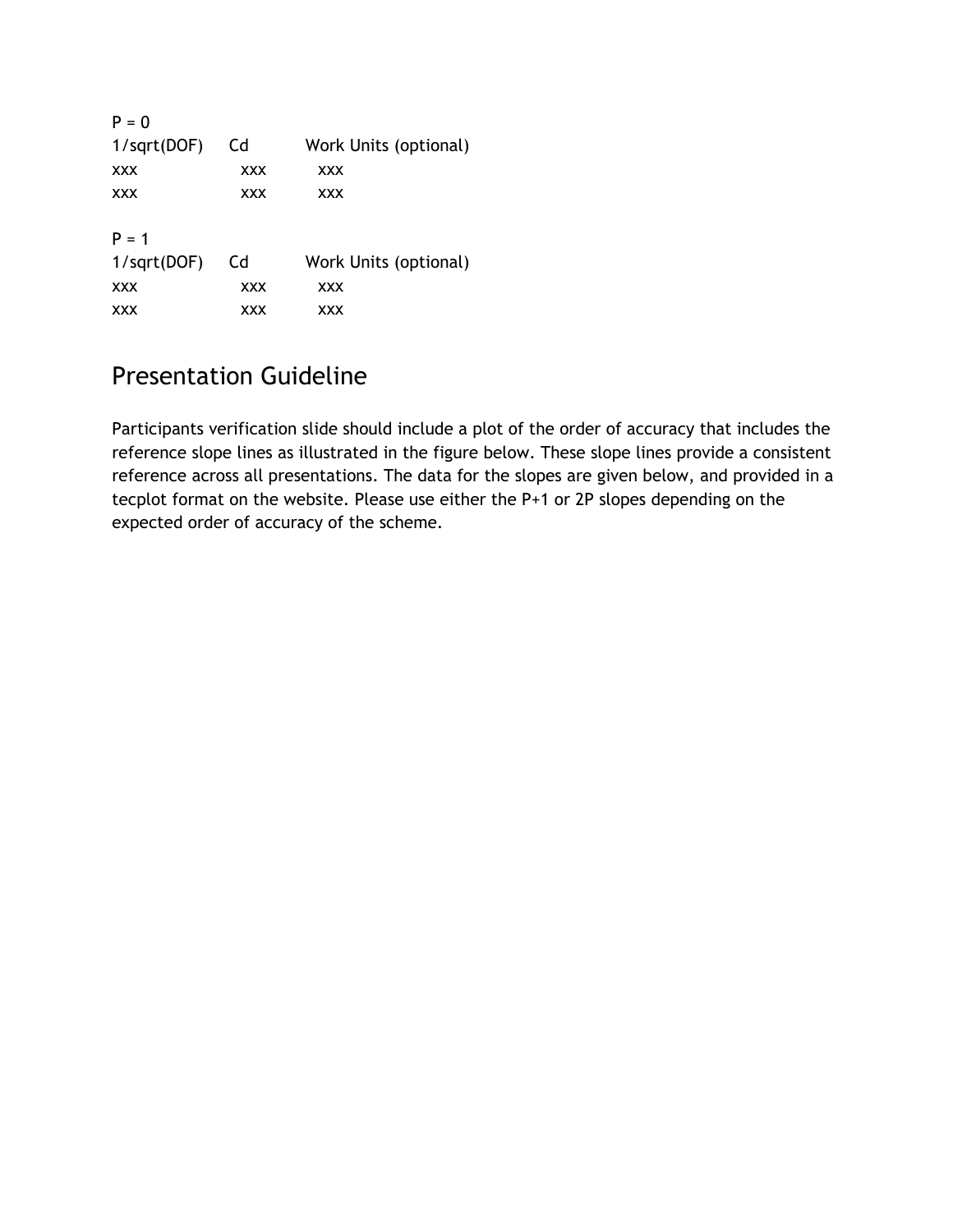P = 0

| 1/sqrt(DOF) | Cd | Work Units (optional) |
| --- | --- | --- |
| xxx | xxx | xxx |
| xxx | xxx | xxx |

P = 1

| 1/sqrt(DOF) | Cd | Work Units (optional) |
| --- | --- | --- |
| xxx | xxx | xxx |
| xxx | xxx | xxx |

## Presentation Guideline

Participants verification slide should include a plot of the order of accuracy that includes the reference slope lines as illustrated in the figure below. These slope lines provide a consistent reference across all presentations. The data for the slopes are given below, and provided in a tecplot format on the website. Please use either the P+1 or 2P slopes depending on the expected order of accuracy of the scheme.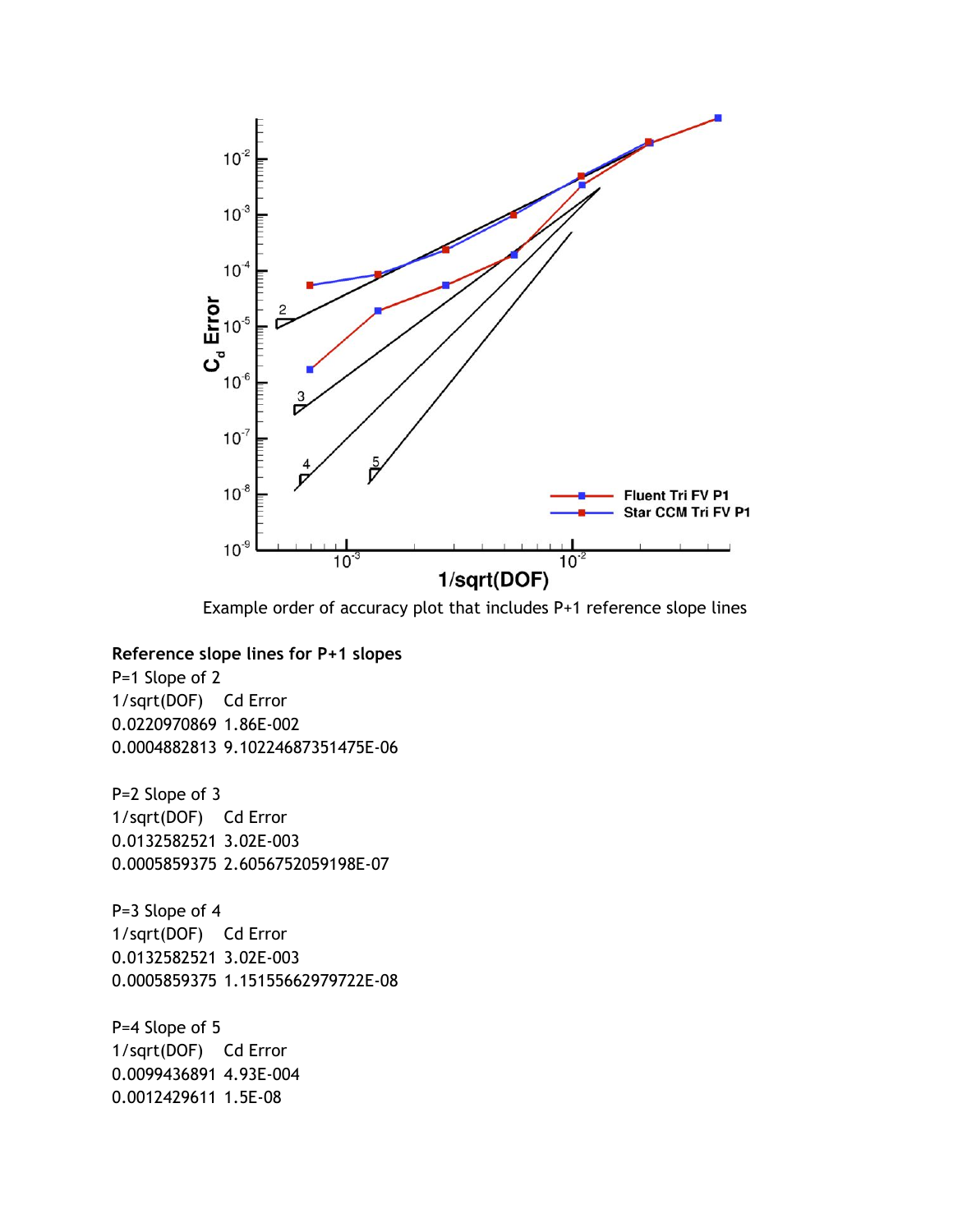Example order of accuracy plot that includes P+1 reference slope lines

**Reference slope lines for P+1 slopes**

P=1 Slope of 2

| 1/sqrt(DOF) | Cd Error |
| --- | --- |
| 0.0220970869 | 1.86E-002 |
| 0.0004882813 | 9.10224687351475E-06 |

P=2 Slope of 3

| 1/sqrt(DOF) | Cd Error |
| --- | --- |
| 0.0132582521 | 3.02E-003 |
| 0.0005859375 | 2.6056752059198E-07 |

P=3 Slope of 4

| 1/sqrt(DOF) | Cd Error |
| --- | --- |
| 0.0132582521 | 3.02E-003 |
| 0.0005859375 | 1.15155662979722E-08 |

P=4 Slope of 5

| 1/sqrt(DOF) | Cd Error |
| --- | --- |
| 0.0099436891 | 4.93E-004 |
| 0.0012429611 | 1.5E-08 |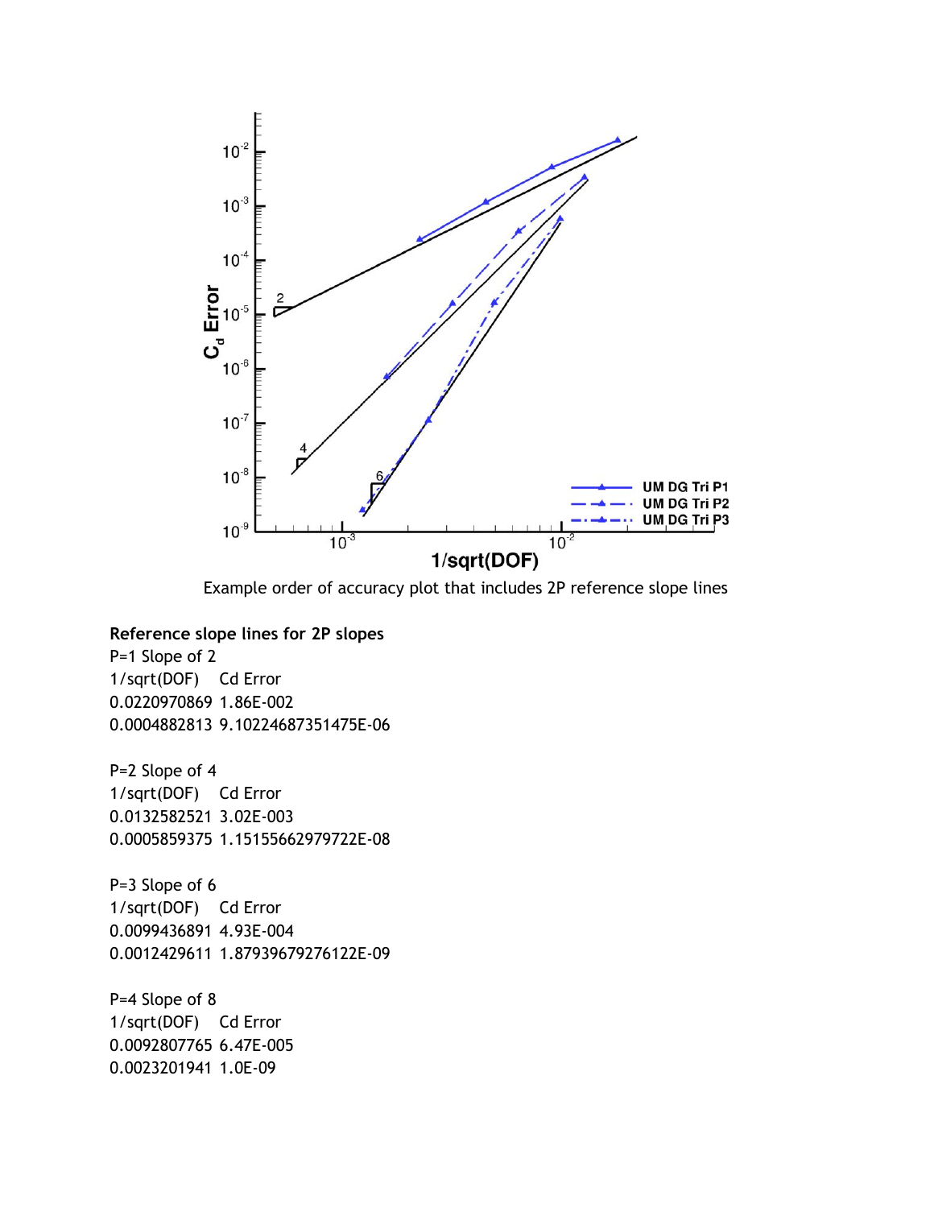$C_d$ Error

$10^{-2}$
$10^{-3}$
$10^{-4}$
$10^{-5}$
$10^{-6}$
$10^{-7}$
$10^{-8}$
$10^{-9}$

2
4
6

$10^{-3}$
$10^{-2}$

1/sqrt(DOF)

UM DG Tri P1
UM DG Tri P2
UM DG Tri P3

Example order of accuracy plot that includes 2P reference slope lines

**Reference slope lines for 2P slopes**

P=1 Slope of 2

| 1/sqrt(DOF) | Cd Error |
|---|---|
| 0.0220970869 | 1.86E-002 |
| 0.0004882813 | 9.10224687351475E-06 |

P=2 Slope of 4

| 1/sqrt(DOF) | Cd Error |
|---|---|
| 0.0132582521 | 3.02E-003 |
| 0.0005859375 | 1.15155662979722E-08 |

P=3 Slope of 6

| 1/sqrt(DOF) | Cd Error |
|---|---|
| 0.0099436891 | 4.93E-004 |
| 0.0012429611 | 1.87939679276122E-09 |

P=4 Slope of 8

| 1/sqrt(DOF) | Cd Error |
|---|---|
| 0.0092807765 | 6.47E-005 |
| 0.0023201941 | 1.0E-09 |